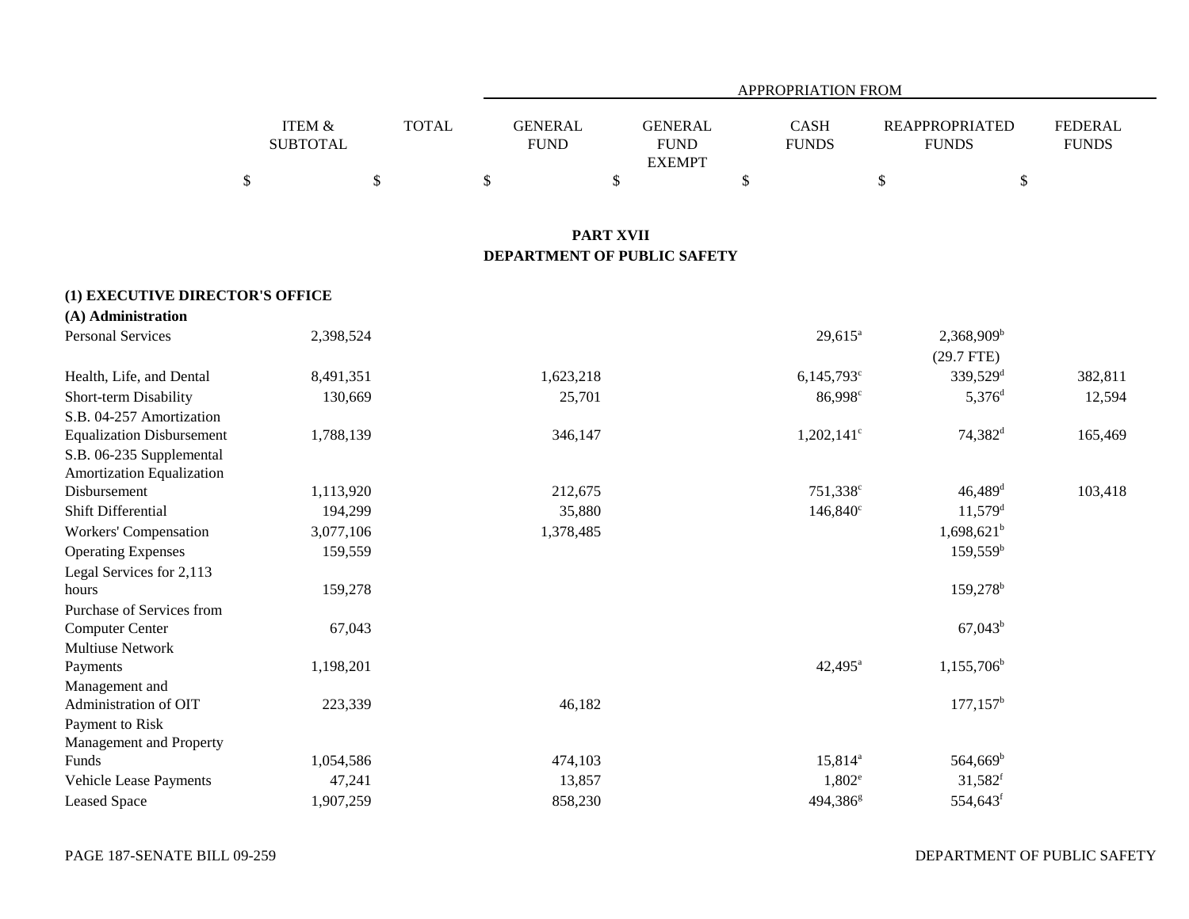| | ITEM & SUBTOTAL | TOTAL | APPROPRIATION FROM | | | | |
|---|---|---|---|---|---|---|---|
| | | | GENERAL FUND | GENERAL FUND EXEMPT | CASH FUNDS | REAPPROPRIATED FUNDS | FEDERAL FUNDS |
| | $ | $ | $ | $ | $ | $ | $ |

## PART XVII
## DEPARTMENT OF PUBLIC SAFETY

**(1) EXECUTIVE DIRECTOR'S OFFICE**

**(A) Administration**

| | ITEM & SUBTOTAL | TOTAL | GENERAL FUND | GENERAL FUND EXEMPT | CASH FUNDS | REAPPROPRIATED FUNDS | FEDERAL FUNDS |
|---|---|---|---|---|---|---|---|
| Personal Services | 2,398,524 | | | | 29,615[a] | 2,368,909[b] | |
| | | | | | | (29.7 FTE) | |
| Health, Life, and Dental | 8,491,351 | | 1,623,218 | | 6,145,793[c] | 339,529[d] | 382,811 |
| Short-term Disability | 130,669 | | 25,701 | | 86,998[c] | 5,376[d] | 12,594 |
| S.B. 04-257 Amortization Equalization Disbursement | 1,788,139 | | 346,147 | | 1,202,141[c] | 74,382[d] | 165,469 |
| S.B. 06-235 Supplemental Amortization Equalization Disbursement | 1,113,920 | | 212,675 | | 751,338[c] | 46,489[d] | 103,418 |
| Shift Differential | 194,299 | | 35,880 | | 146,840[c] | 11,579[d] | |
| Workers' Compensation | 3,077,106 | | 1,378,485 | | | 1,698,621[b] | |
| Operating Expenses | 159,559 | | | | | 159,559[b] | |
| Legal Services for 2,113 hours | 159,278 | | | | | 159,278[b] | |
| Purchase of Services from Computer Center | 67,043 | | | | | 67,043[b] | |
| Multiuse Network Payments | 1,198,201 | | | | 42,495[a] | 1,155,706[b] | |
| Management and Administration of OIT | 223,339 | | 46,182 | | | 177,157[b] | |
| Payment to Risk Management and Property Funds | 1,054,586 | | 474,103 | | 15,814[a] | 564,669[b] | |
| Vehicle Lease Payments | 47,241 | | 13,857 | | 1,802[e] | 31,582[f] | |
| Leased Space | 1,907,259 | | 858,230 | | 494,386[g] | 554,643[f] | |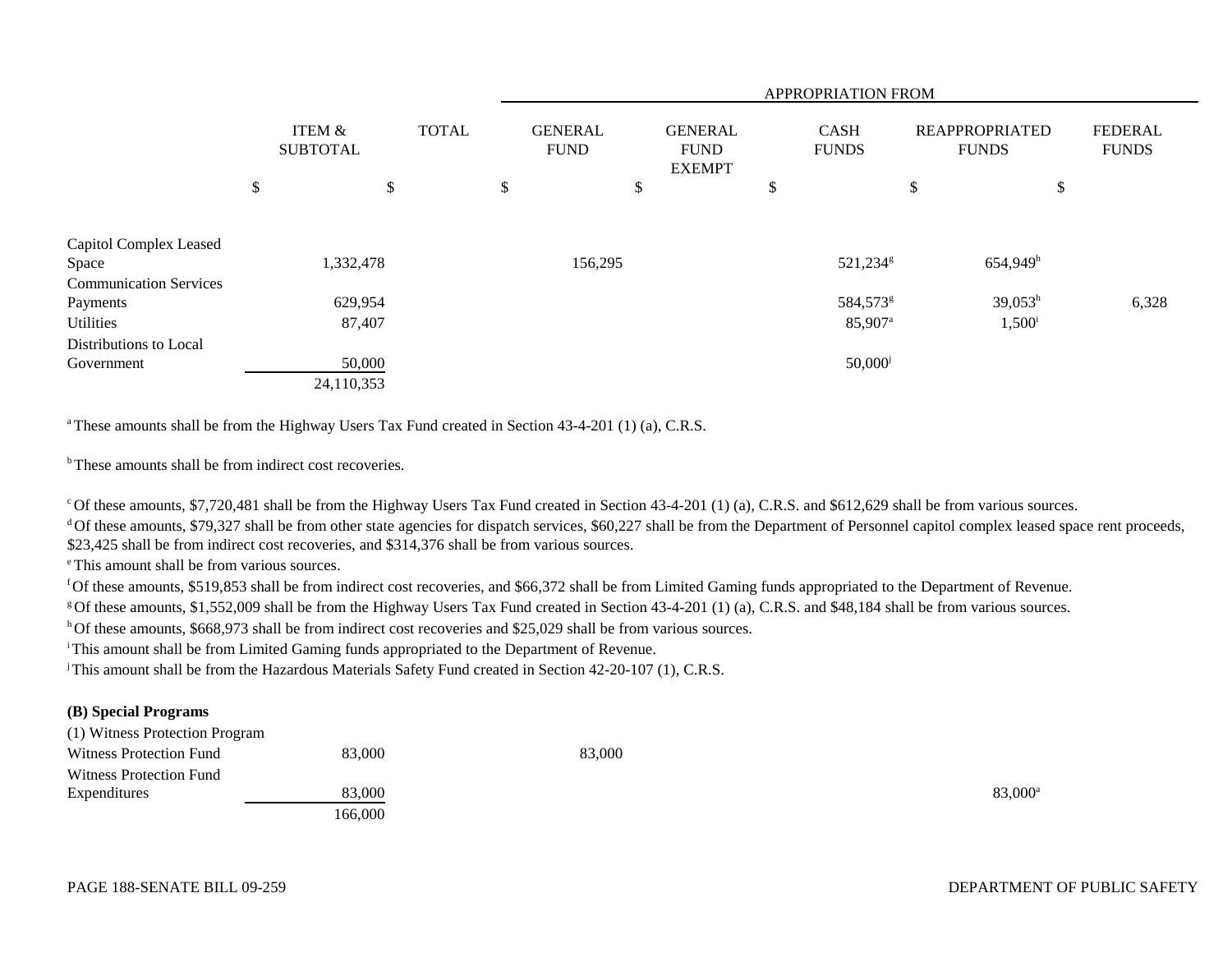| | ITEM & SUBTOTAL | TOTAL | APPROPRIATION FROM GENERAL FUND | GENERAL FUND EXEMPT | CASH FUNDS | REAPPROPRIATED FUNDS | FEDERAL FUNDS |
|---|---|---|---|---|---|---|---|
| | $ | $ | $ | $ | $ | $ | $ |
| Capitol Complex Leased Space | 1,332,478 | | 156,295 | | 521,234[g] | 654,949[h] | |
| Communication Services Payments | 629,954 | | | | 584,573[g] | 39,053[h] | 6,328 |
| Utilities | 87,407 | | | | 85,907[a] | 1,500[i] | |
| Distributions to Local Government | 50,000 | | | | 50,000[j] | | |
| | 24,110,353 | | | | | | |

[a] These amounts shall be from the Highway Users Tax Fund created in Section 43-4-201 (1) (a), C.R.S.

[b] These amounts shall be from indirect cost recoveries.

[c] Of these amounts, $7,720,481 shall be from the Highway Users Tax Fund created in Section 43-4-201 (1) (a), C.R.S. and $612,629 shall be from various sources.

[d] Of these amounts, $79,327 shall be from other state agencies for dispatch services, $60,227 shall be from the Department of Personnel capitol complex leased space rent proceeds, $23,425 shall be from indirect cost recoveries, and $314,376 shall be from various sources.

[e] This amount shall be from various sources.

[f] Of these amounts, $519,853 shall be from indirect cost recoveries, and $66,372 shall be from Limited Gaming funds appropriated to the Department of Revenue.

[g] Of these amounts, $1,552,009 shall be from the Highway Users Tax Fund created in Section 43-4-201 (1) (a), C.R.S. and $48,184 shall be from various sources.

[h] Of these amounts, $668,973 shall be from indirect cost recoveries and $25,029 shall be from various sources.

[i] This amount shall be from Limited Gaming funds appropriated to the Department of Revenue.

[j] This amount shall be from the Hazardous Materials Safety Fund created in Section 42-20-107 (1), C.R.S.

**(B) Special Programs**

| | ITEM & SUBTOTAL | TOTAL | GENERAL FUND | GENERAL FUND EXEMPT | CASH FUNDS | REAPPROPRIATED FUNDS | FEDERAL FUNDS |
|---|---|---|---|---|---|---|---|
| (1) Witness Protection Program | | | | | | | |
| Witness Protection Fund | 83,000 | | 83,000 | | | | |
| Witness Protection Fund Expenditures | 83,000 | | | | | 83,000[a] | |
| | 166,000 | | | | | | |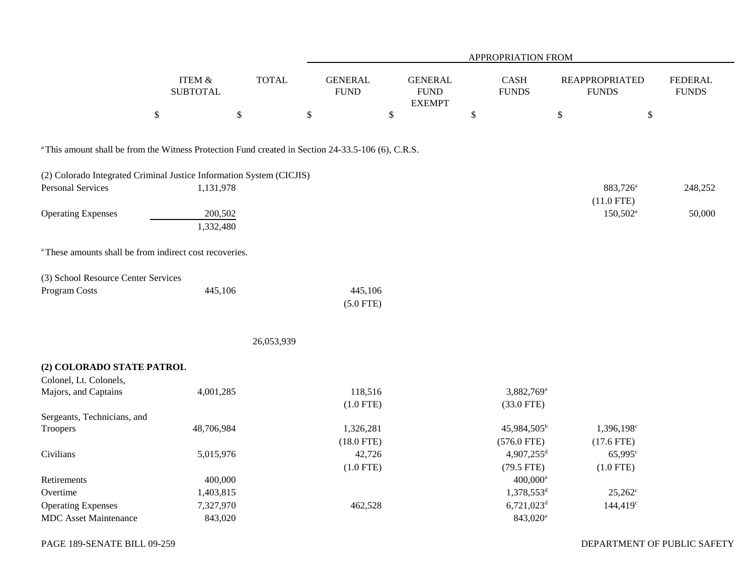| | ITEM & SUBTOTAL | TOTAL | GENERAL FUND | GENERAL FUND EXEMPT | CASH FUNDS | REAPPROPRIATED FUNDS | FEDERAL FUNDS |
|---|---|---|---|---|---|---|---|
| | | | APPROPRIATION FROM | | | | |
| | $ | $ | $ | $ | $ | $ | $ |

[a] This amount shall be from the Witness Protection Fund created in Section 24-33.5-106 (6), C.R.S.

| | ITEM & SUBTOTAL | TOTAL | GENERAL FUND | GENERAL FUND EXEMPT | CASH FUNDS | REAPPROPRIATED FUNDS | FEDERAL FUNDS |
|---|---|---|---|---|---|---|---|
| (2) Colorado Integrated Criminal Justice Information System (CICJIS) | | | | | | | |
| Personal Services | 1,131,978 | | | | | 883,726[a] (11.0 FTE) | 248,252 |
| Operating Expenses | 200,502 | | | | | 150,502[a] | 50,000 |
| | 1,332,480 | | | | | | |

[a] These amounts shall be from indirect cost recoveries.

| | ITEM & SUBTOTAL | TOTAL | GENERAL FUND | GENERAL FUND EXEMPT | CASH FUNDS | REAPPROPRIATED FUNDS | FEDERAL FUNDS |
|---|---|---|---|---|---|---|---|
| (3) School Resource Center Services | | | | | | | |
| Program Costs | 445,106 | | 445,106 (5.0 FTE) | | | | |
| | | 26,053,939 | | | | | |
| **(2) COLORADO STATE PATROL** | | | | | | | |
| Colonel, Lt. Colonels, Majors, and Captains | 4,001,285 | | 118,516 (1.0 FTE) | | 3,882,769[a] (33.0 FTE) | | |
| Sergeants, Technicians, and Troopers | 48,706,984 | | 1,326,281 (18.0 FTE) | | 45,984,505[b] (576.0 FTE) | 1,396,198[c] (17.6 FTE) | |
| Civilians | 5,015,976 | | 42,726 (1.0 FTE) | | 4,907,255[d] (79.5 FTE) | 65,995[c] (1.0 FTE) | |
| Retirements | 400,000 | | | | 400,000[a] | | |
| Overtime | 1,403,815 | | | | 1,378,553[d] | 25,262[c] | |
| Operating Expenses | 7,327,970 | | 462,528 | | 6,721,023[d] | 144,419[c] | |
| MDC Asset Maintenance | 843,020 | | | | 843,020[a] | | |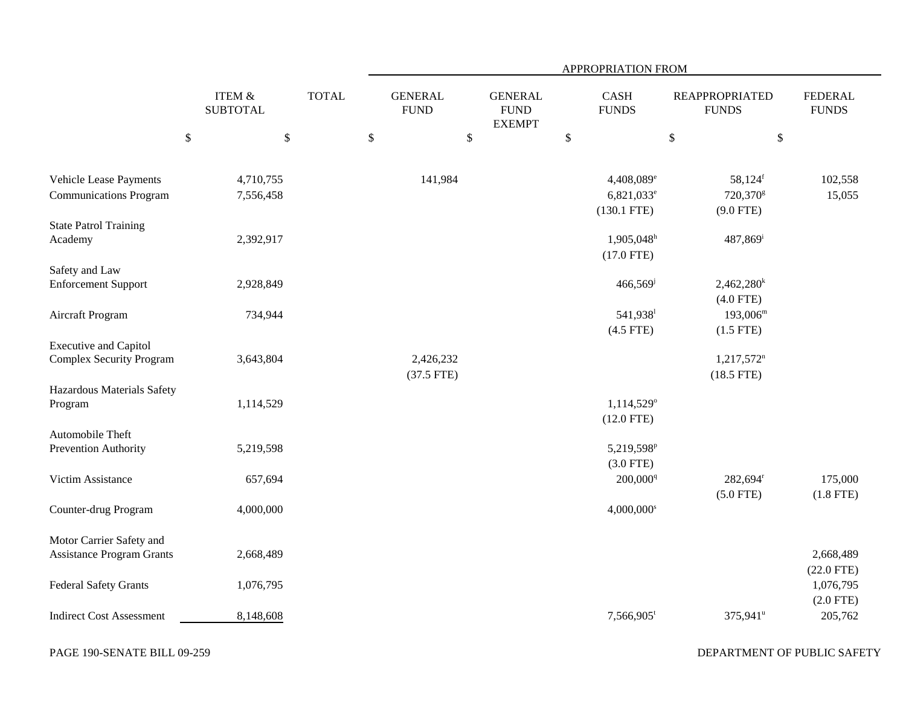| | ITEM & SUBTOTAL | TOTAL | APPROPRIATION FROM GENERAL FUND | GENERAL FUND EXEMPT | CASH FUNDS | REAPPROPRIATED FUNDS | FEDERAL FUNDS |
|---|---|---|---|---|---|---|---|
| | $ | $ | $ | $ | $ | $ | $ |
| Vehicle Lease Payments | 4,710,755 | | 141,984 | | 4,408,089[e] | 58,124[f] | 102,558 |
| Communications Program | 7,556,458 | | | | 6,821,033[e] (130.1 FTE) | 720,370[g] (9.0 FTE) | 15,055 |
| State Patrol Training Academy | 2,392,917 | | | | 1,905,048[h] (17.0 FTE) | 487,869[i] | |
| Safety and Law Enforcement Support | 2,928,849 | | | | 466,569[j] | 2,462,280[k] (4.0 FTE) | |
| Aircraft Program | 734,944 | | | | 541,938[l] (4.5 FTE) | 193,006[m] (1.5 FTE) | |
| Executive and Capitol Complex Security Program | 3,643,804 | | 2,426,232 (37.5 FTE) | | | 1,217,572[n] (18.5 FTE) | |
| Hazardous Materials Safety Program | 1,114,529 | | | | 1,114,529[o] (12.0 FTE) | | |
| Automobile Theft Prevention Authority | 5,219,598 | | | | 5,219,598[p] (3.0 FTE) | | |
| Victim Assistance | 657,694 | | | | 200,000[q] | 282,694[r] (5.0 FTE) | 175,000 (1.8 FTE) |
| Counter-drug Program | 4,000,000 | | | | 4,000,000[s] | | |
| Motor Carrier Safety and Assistance Program Grants | 2,668,489 | | | | | | 2,668,489 (22.0 FTE) |
| Federal Safety Grants | 1,076,795 | | | | | | 1,076,795 (2.0 FTE) |
| Indirect Cost Assessment | 8,148,608 | | | | 7,566,905[t] | 375,941[u] | 205,762 |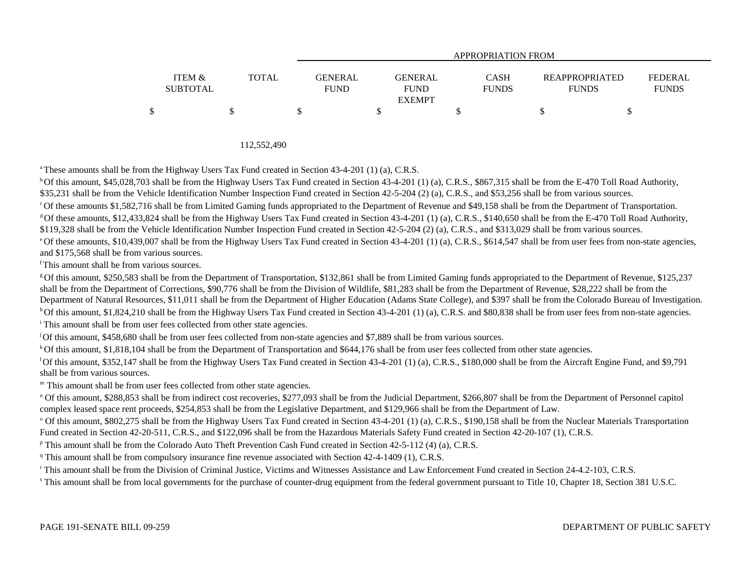| | ITEM & SUBTOTAL | TOTAL | APPROPRIATION FROM | | | | |
|---|---|---|---|---|---|---|---|
| | | | GENERAL FUND | GENERAL FUND EXEMPT | CASH FUNDS | REAPPROPRIATED FUNDS | FEDERAL FUNDS |
| | $ | $ | $ | $ | $ | $ | $ |
| | | 112,552,490 | | | | | |

[a] These amounts shall be from the Highway Users Tax Fund created in Section 43-4-201 (1) (a), C.R.S.

[b] Of this amount, $45,028,703 shall be from the Highway Users Tax Fund created in Section 43-4-201 (1) (a), C.R.S., $867,315 shall be from the E-470 Toll Road Authority, $35,231 shall be from the Vehicle Identification Number Inspection Fund created in Section 42-5-204 (2) (a), C.R.S., and $53,256 shall be from various sources.

[c] Of these amounts $1,582,716 shall be from Limited Gaming funds appropriated to the Department of Revenue and $49,158 shall be from the Department of Transportation.

[d] Of these amounts, $12,433,824 shall be from the Highway Users Tax Fund created in Section 43-4-201 (1) (a), C.R.S., $140,650 shall be from the E-470 Toll Road Authority, $119,328 shall be from the Vehicle Identification Number Inspection Fund created in Section 42-5-204 (2) (a), C.R.S., and $313,029 shall be from various sources.

[e] Of these amounts, $10,439,007 shall be from the Highway Users Tax Fund created in Section 43-4-201 (1) (a), C.R.S., $614,547 shall be from user fees from non-state agencies, and $175,568 shall be from various sources.

[f] This amount shall be from various sources.

[g] Of this amount, $250,583 shall be from the Department of Transportation, $132,861 shall be from Limited Gaming funds appropriated to the Department of Revenue, $125,237 shall be from the Department of Corrections, $90,776 shall be from the Division of Wildlife, $81,283 shall be from the Department of Revenue, $28,222 shall be from the Department of Natural Resources, $11,011 shall be from the Department of Higher Education (Adams State College), and $397 shall be from the Colorado Bureau of Investigation.

[h] Of this amount, $1,824,210 shall be from the Highway Users Tax Fund created in Section 43-4-201 (1) (a), C.R.S. and $80,838 shall be from user fees from non-state agencies.

[i] This amount shall be from user fees collected from other state agencies.

[j] Of this amount, $458,680 shall be from user fees collected from non-state agencies and $7,889 shall be from various sources.

[k] Of this amount, $1,818,104 shall be from the Department of Transportation and $644,176 shall be from user fees collected from other state agencies.

[l] Of this amount, $352,147 shall be from the Highway Users Tax Fund created in Section 43-4-201 (1) (a), C.R.S., $180,000 shall be from the Aircraft Engine Fund, and $9,791 shall be from various sources.

[m] This amount shall be from user fees collected from other state agencies.

[n] Of this amount, $288,853 shall be from indirect cost recoveries, $277,093 shall be from the Judicial Department, $266,807 shall be from the Department of Personnel capitol complex leased space rent proceeds, $254,853 shall be from the Legislative Department, and $129,966 shall be from the Department of Law.

[o] Of this amount, $802,275 shall be from the Highway Users Tax Fund created in Section 43-4-201 (1) (a), C.R.S., $190,158 shall be from the Nuclear Materials Transportation Fund created in Section 42-20-511, C.R.S., and $122,096 shall be from the Hazardous Materials Safety Fund created in Section 42-20-107 (1), C.R.S.

[p] This amount shall be from the Colorado Auto Theft Prevention Cash Fund created in Section 42-5-112 (4) (a), C.R.S.

[q] This amount shall be from compulsory insurance fine revenue associated with Section 42-4-1409 (1), C.R.S.

[r] This amount shall be from the Division of Criminal Justice, Victims and Witnesses Assistance and Law Enforcement Fund created in Section 24-4.2-103, C.R.S.

[s] This amount shall be from local governments for the purchase of counter-drug equipment from the federal government pursuant to Title 10, Chapter 18, Section 381 U.S.C.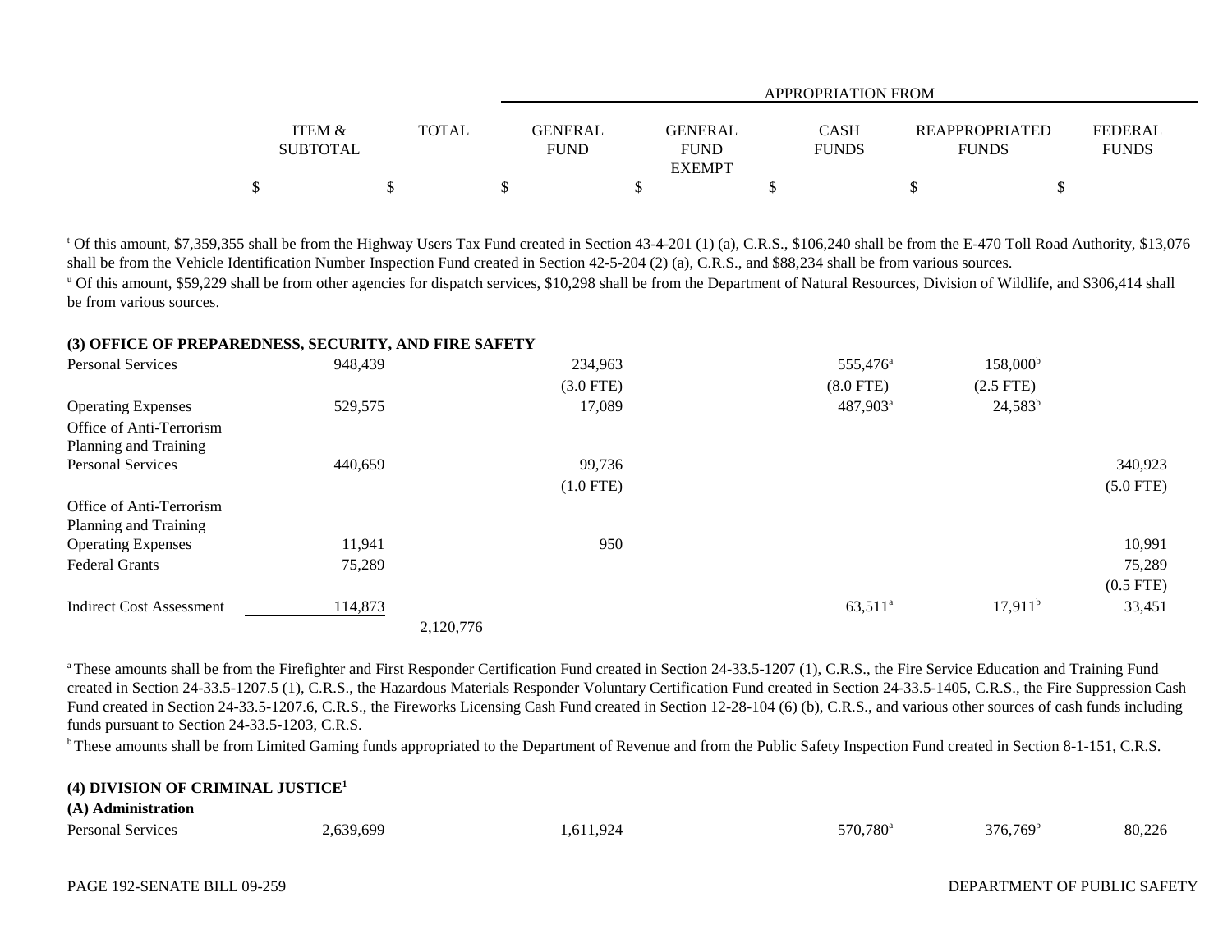| | ITEM & SUBTOTAL | TOTAL | GENERAL FUND | GENERAL FUND EXEMPT | CASH FUNDS | REAPPROPRIATED FUNDS | FEDERAL FUNDS |
|---|---|---|---|---|---|---|---|
| | | | APPROPRIATION FROM | | | | |
| | $ | $ | $ | $ | $ | $ | $ |

[t] Of this amount, $7,359,355 shall be from the Highway Users Tax Fund created in Section 43-4-201 (1) (a), C.R.S., $106,240 shall be from the E-470 Toll Road Authority, $13,076 shall be from the Vehicle Identification Number Inspection Fund created in Section 42-5-204 (2) (a), C.R.S., and $88,234 shall be from various sources.

[u] Of this amount, $59,229 shall be from other agencies for dispatch services, $10,298 shall be from the Department of Natural Resources, Division of Wildlife, and $306,414 shall be from various sources.

**(3) OFFICE OF PREPAREDNESS, SECURITY, AND FIRE SAFETY**

| | ITEM & SUBTOTAL | TOTAL | GENERAL FUND | GENERAL FUND EXEMPT | CASH FUNDS | REAPPROPRIATED FUNDS | FEDERAL FUNDS |
|---|---|---|---|---|---|---|---|
| Personal Services | 948,439 | | 234,963 | | 555,476[a] | 158,000[b] | |
| | | | (3.0 FTE) | | (8.0 FTE) | (2.5 FTE) | |
| Operating Expenses | 529,575 | | 17,089 | | 487,903[a] | 24,583[b] | |
| Office of Anti-Terrorism Planning and Training Personal Services | 440,659 | | 99,736 | | | | 340,923 |
| | | | (1.0 FTE) | | | | (5.0 FTE) |
| Office of Anti-Terrorism Planning and Training Operating Expenses | 11,941 | | 950 | | | | 10,991 |
| Federal Grants | 75,289 | | | | | | 75,289 |
| | | | | | | | (0.5 FTE) |
| Indirect Cost Assessment | 114,873 | | | | 63,511[a] | 17,911[b] | 33,451 |
| | | 2,120,776 | | | | | |

[a] These amounts shall be from the Firefighter and First Responder Certification Fund created in Section 24-33.5-1207 (1), C.R.S., the Fire Service Education and Training Fund created in Section 24-33.5-1207.5 (1), C.R.S., the Hazardous Materials Responder Voluntary Certification Fund created in Section 24-33.5-1405, C.R.S., the Fire Suppression Cash Fund created in Section 24-33.5-1207.6, C.R.S., the Fireworks Licensing Cash Fund created in Section 12-28-104 (6) (b), C.R.S., and various other sources of cash funds including funds pursuant to Section 24-33.5-1203, C.R.S.

[b] These amounts shall be from Limited Gaming funds appropriated to the Department of Revenue and from the Public Safety Inspection Fund created in Section 8-1-151, C.R.S.

**(4) DIVISION OF CRIMINAL JUSTICE[1]**

**(A) Administration**

| | ITEM & SUBTOTAL | TOTAL | GENERAL FUND | GENERAL FUND EXEMPT | CASH FUNDS | REAPPROPRIATED FUNDS | FEDERAL FUNDS |
|---|---|---|---|---|---|---|---|
| Personal Services | 2,639,699 | | 1,611,924 | | 570,780[a] | 376,769[b] | 80,226 |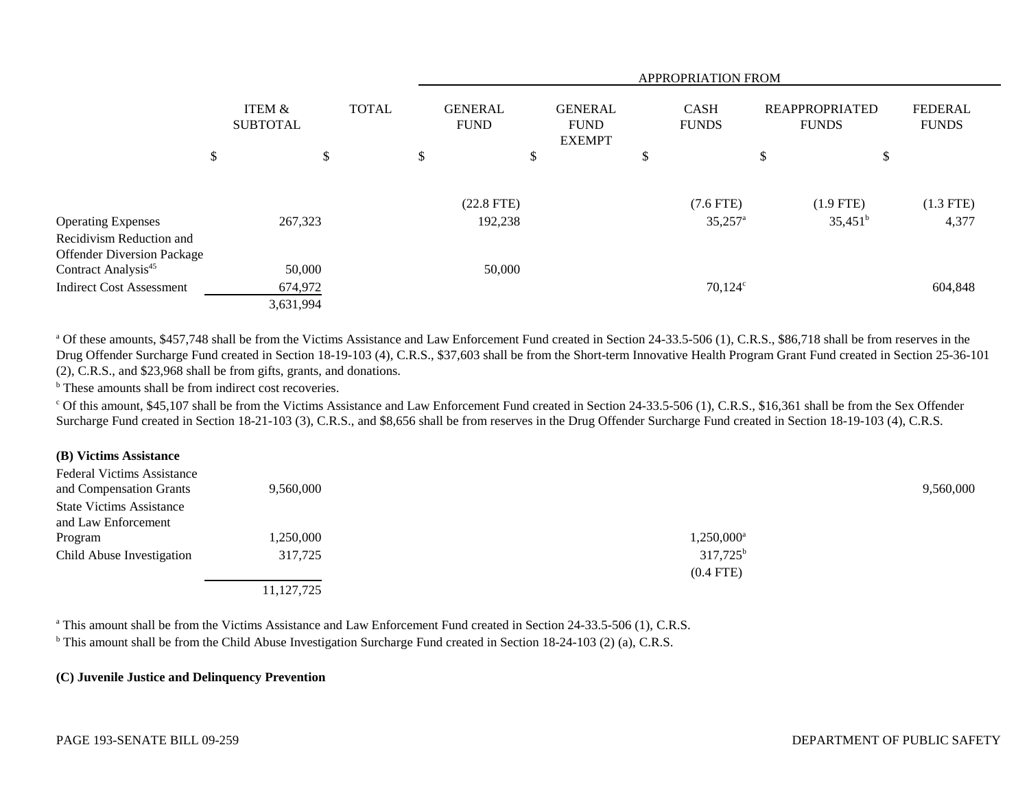| | ITEM & SUBTOTAL | TOTAL | APPROPRIATION FROM GENERAL FUND | GENERAL FUND EXEMPT | CASH FUNDS | REAPPROPRIATED FUNDS | FEDERAL FUNDS |
|---|---|---|---|---|---|---|---|
| | $ | $ | $ | $ | $ | $ | $ |
| | | | (22.8 FTE) | | (7.6 FTE) | (1.9 FTE) | (1.3 FTE) |
| Operating Expenses | 267,323 | | 192,238 | | 35,257[a] | 35,451[b] | 4,377 |
| Recidivism Reduction and Offender Diversion Package Contract Analysis[45] | 50,000 | | 50,000 | | | | |
| Indirect Cost Assessment | 674,972 | | | | 70,124[c] | | 604,848 |
| | 3,631,994 | | | | | | |

[a] Of these amounts, $457,748 shall be from the Victims Assistance and Law Enforcement Fund created in Section 24-33.5-506 (1), C.R.S., $86,718 shall be from reserves in the Drug Offender Surcharge Fund created in Section 18-19-103 (4), C.R.S., $37,603 shall be from the Short-term Innovative Health Program Grant Fund created in Section 25-36-101 (2), C.R.S., and $23,968 shall be from gifts, grants, and donations.

[b] These amounts shall be from indirect cost recoveries.

[c] Of this amount, $45,107 shall be from the Victims Assistance and Law Enforcement Fund created in Section 24-33.5-506 (1), C.R.S., $16,361 shall be from the Sex Offender Surcharge Fund created in Section 18-21-103 (3), C.R.S., and $8,656 shall be from reserves in the Drug Offender Surcharge Fund created in Section 18-19-103 (4), C.R.S.

**(B) Victims Assistance**

| | ITEM & SUBTOTAL | TOTAL | GENERAL FUND | GENERAL FUND EXEMPT | CASH FUNDS | REAPPROPRIATED FUNDS | FEDERAL FUNDS |
|---|---|---|---|---|---|---|---|
| Federal Victims Assistance and Compensation Grants | 9,560,000 | | | | | | 9,560,000 |
| State Victims Assistance and Law Enforcement Program | 1,250,000 | | | | 1,250,000[a] | | |
| Child Abuse Investigation | 317,725 | | | | 317,725[b] | | |
| | | | | | (0.4 FTE) | | |
| | 11,127,725 | | | | | | |

[a] This amount shall be from the Victims Assistance and Law Enforcement Fund created in Section 24-33.5-506 (1), C.R.S.

[b] This amount shall be from the Child Abuse Investigation Surcharge Fund created in Section 18-24-103 (2) (a), C.R.S.

**(C) Juvenile Justice and Delinquency Prevention**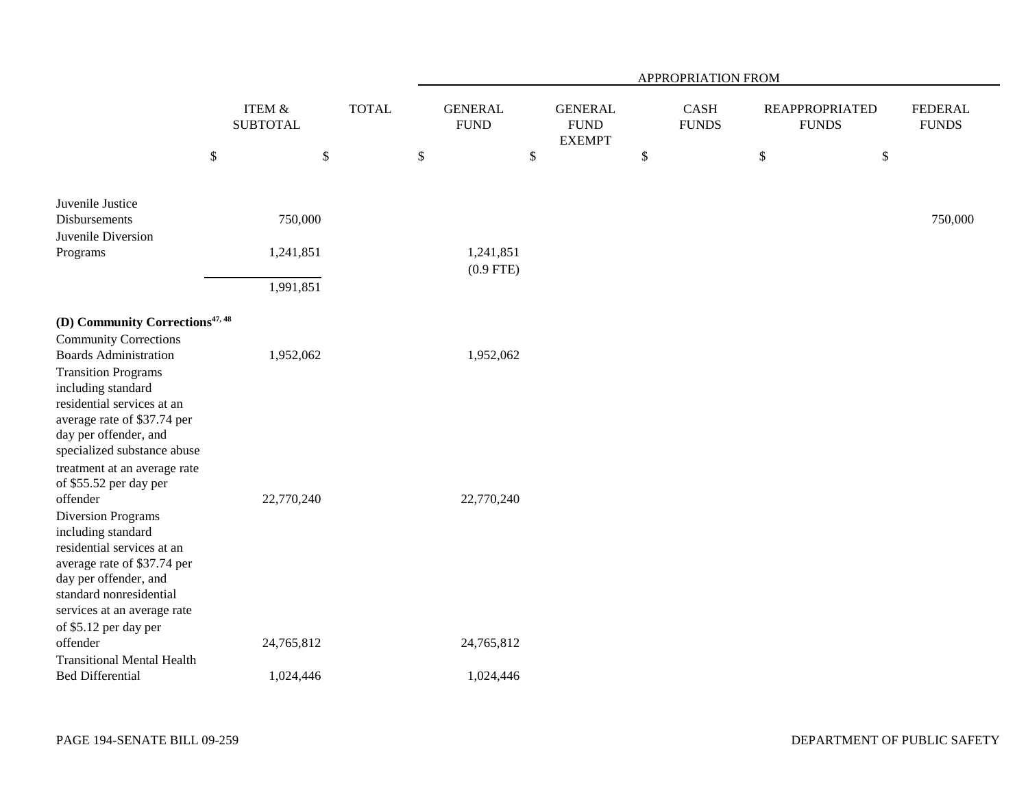| | ITEM & SUBTOTAL | TOTAL | APPROPRIATION FROM | | | | |
|---|---|---|---|---|---|---|---|
| | | | GENERAL FUND | GENERAL FUND EXEMPT | CASH FUNDS | REAPPROPRIATED FUNDS | FEDERAL FUNDS |
| | $ | $ | $ | $ | $ | $ | $ |
| Juvenile Justice Disbursements | 750,000 | | | | | | 750,000 |
| Juvenile Diversion Programs | 1,241,851 | | 1,241,851 (0.9 FTE) | | | | |
| | 1,991,851 | | | | | | |
| **(D) Community Corrections**[47, 48] | | | | | | | |
| Community Corrections Boards Administration | 1,952,062 | | 1,952,062 | | | | |
| Transition Programs including standard residential services at an average rate of $37.74 per day per offender, and specialized substance abuse treatment at an average rate of $55.52 per day per offender | 22,770,240 | | 22,770,240 | | | | |
| Diversion Programs including standard residential services at an average rate of $37.74 per day per offender, and standard nonresidential services at an average rate of $5.12 per day per offender | 24,765,812 | | 24,765,812 | | | | |
| Transitional Mental Health Bed Differential | 1,024,446 | | 1,024,446 | | | | |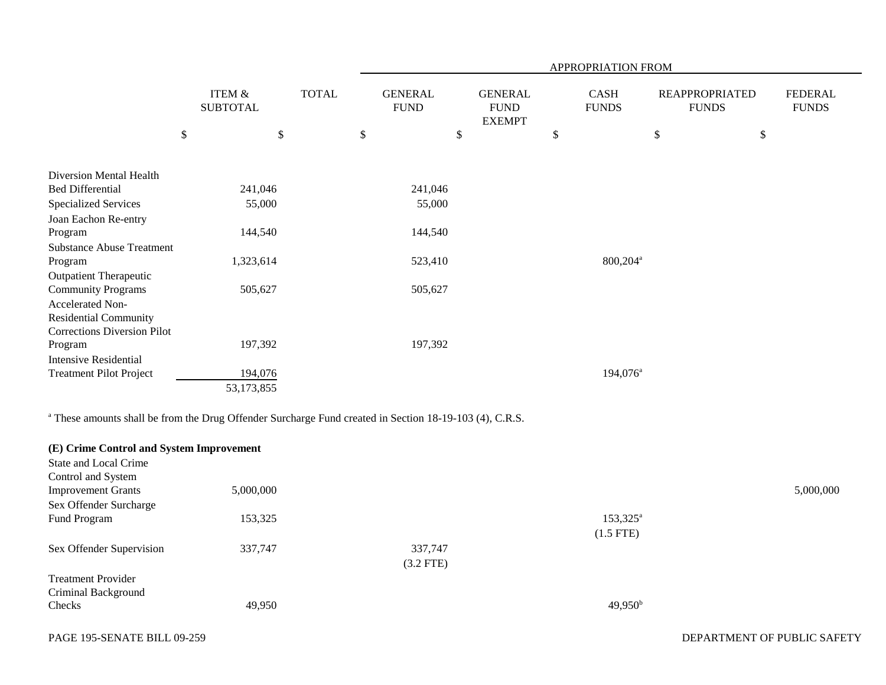| | ITEM & SUBTOTAL | TOTAL | GENERAL FUND | GENERAL FUND EXEMPT | CASH FUNDS | REAPPROPRIATED FUNDS | FEDERAL FUNDS |
|---|---|---|---|---|---|---|---|
| | | | APPROPRIATION FROM | | | | |
| | $ | $ | $ | $ | $ | $ | $ |
| Diversion Mental Health Bed Differential | 241,046 | | 241,046 | | | | |
| Specialized Services | 55,000 | | 55,000 | | | | |
| Joan Eachon Re-entry Program | 144,540 | | 144,540 | | | | |
| Substance Abuse Treatment Program | 1,323,614 | | 523,410 | | 800,204[a] | | |
| Outpatient Therapeutic Community Programs | 505,627 | | 505,627 | | | | |
| Accelerated Non-Residential Community Corrections Diversion Pilot Program | 197,392 | | 197,392 | | | | |
| Intensive Residential Treatment Pilot Project | 194,076 | | | | 194,076[a] | | |
| | 53,173,855 | | | | | | |

[a] These amounts shall be from the Drug Offender Surcharge Fund created in Section 18-19-103 (4), C.R.S.

**(E) Crime Control and System Improvement**

| | ITEM & SUBTOTAL | TOTAL | GENERAL FUND | GENERAL FUND EXEMPT | CASH FUNDS | REAPPROPRIATED FUNDS | FEDERAL FUNDS |
|---|---|---|---|---|---|---|---|
| State and Local Crime Control and System Improvement Grants | 5,000,000 | | | | | | 5,000,000 |
| Sex Offender Surcharge Fund Program | 153,325 | | | | 153,325[a] (1.5 FTE) | | |
| Sex Offender Supervision | 337,747 | | 337,747 (3.2 FTE) | | | | |
| Treatment Provider Criminal Background Checks | 49,950 | | | | 49,950[b] | | |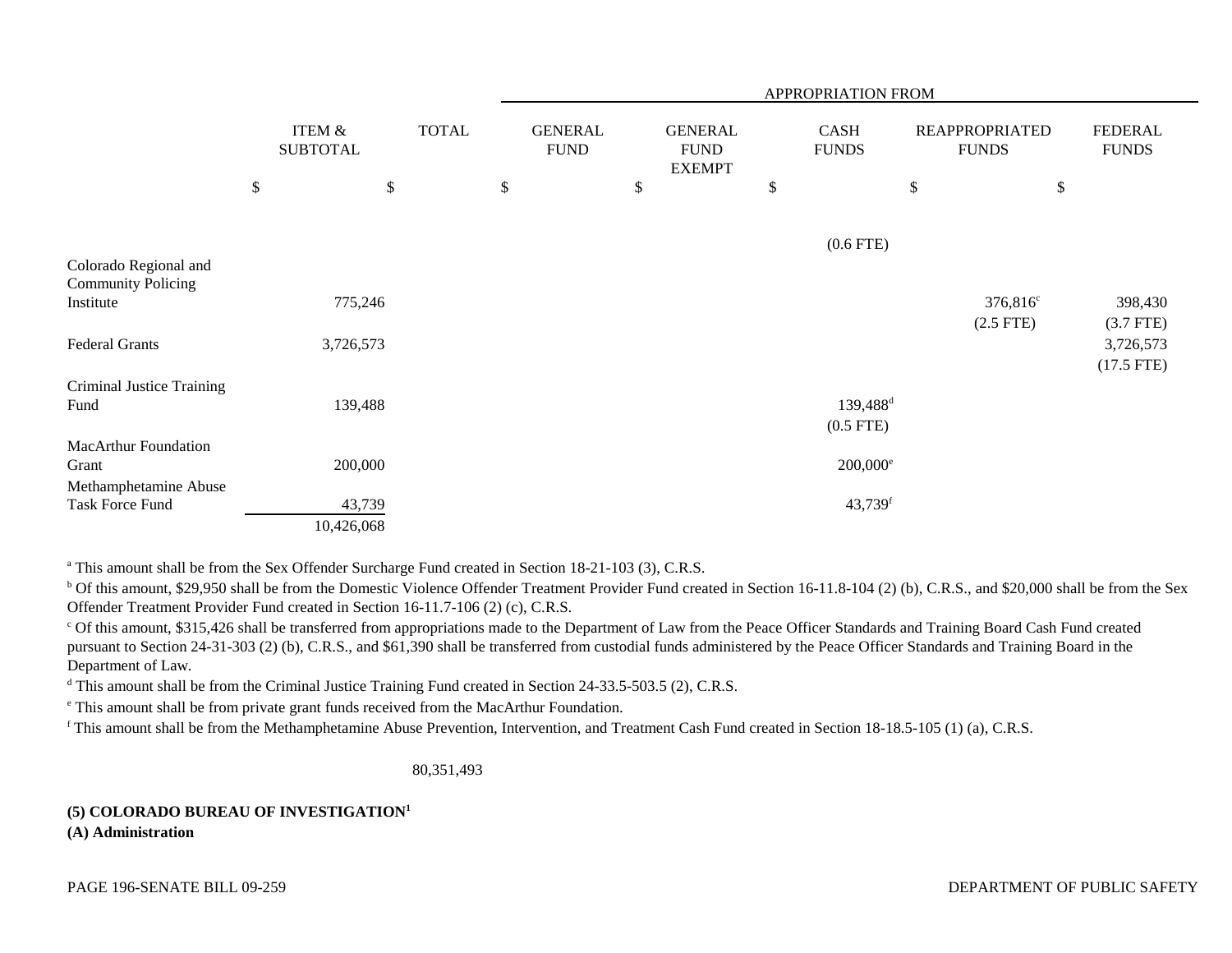| | ITEM & SUBTOTAL | TOTAL | APPROPRIATION FROM GENERAL FUND | GENERAL FUND EXEMPT | CASH FUNDS | REAPPROPRIATED FUNDS | FEDERAL FUNDS |
|---|---|---|---|---|---|---|---|
| | $ | $ | $ | $ | $ | $ | $ |
| | | | | | (0.6 FTE) | | |
| Colorado Regional and Community Policing Institute | 775,246 | | | | | 376,816[c] (2.5 FTE) | 398,430 (3.7 FTE) |
| Federal Grants | 3,726,573 | | | | | | 3,726,573 (17.5 FTE) |
| Criminal Justice Training Fund | 139,488 | | | | 139,488[d] (0.5 FTE) | | |
| MacArthur Foundation Grant | 200,000 | | | | 200,000[e] | | |
| Methamphetamine Abuse Task Force Fund | 43,739 | | | | 43,739[f] | | |
| | 10,426,068 | | | | | | |

[a] This amount shall be from the Sex Offender Surcharge Fund created in Section 18-21-103 (3), C.R.S.

[b] Of this amount, $29,950 shall be from the Domestic Violence Offender Treatment Provider Fund created in Section 16-11.8-104 (2) (b), C.R.S., and $20,000 shall be from the Sex Offender Treatment Provider Fund created in Section 16-11.7-106 (2) (c), C.R.S.

[c] Of this amount, $315,426 shall be transferred from appropriations made to the Department of Law from the Peace Officer Standards and Training Board Cash Fund created pursuant to Section 24-31-303 (2) (b), C.R.S., and $61,390 shall be transferred from custodial funds administered by the Peace Officer Standards and Training Board in the Department of Law.

[d] This amount shall be from the Criminal Justice Training Fund created in Section 24-33.5-503.5 (2), C.R.S.

[e] This amount shall be from private grant funds received from the MacArthur Foundation.

[f] This amount shall be from the Methamphetamine Abuse Prevention, Intervention, and Treatment Cash Fund created in Section 18-18.5-105 (1) (a), C.R.S.

80,351,493

**(5) COLORADO BUREAU OF INVESTIGATION[1]**

**(A) Administration**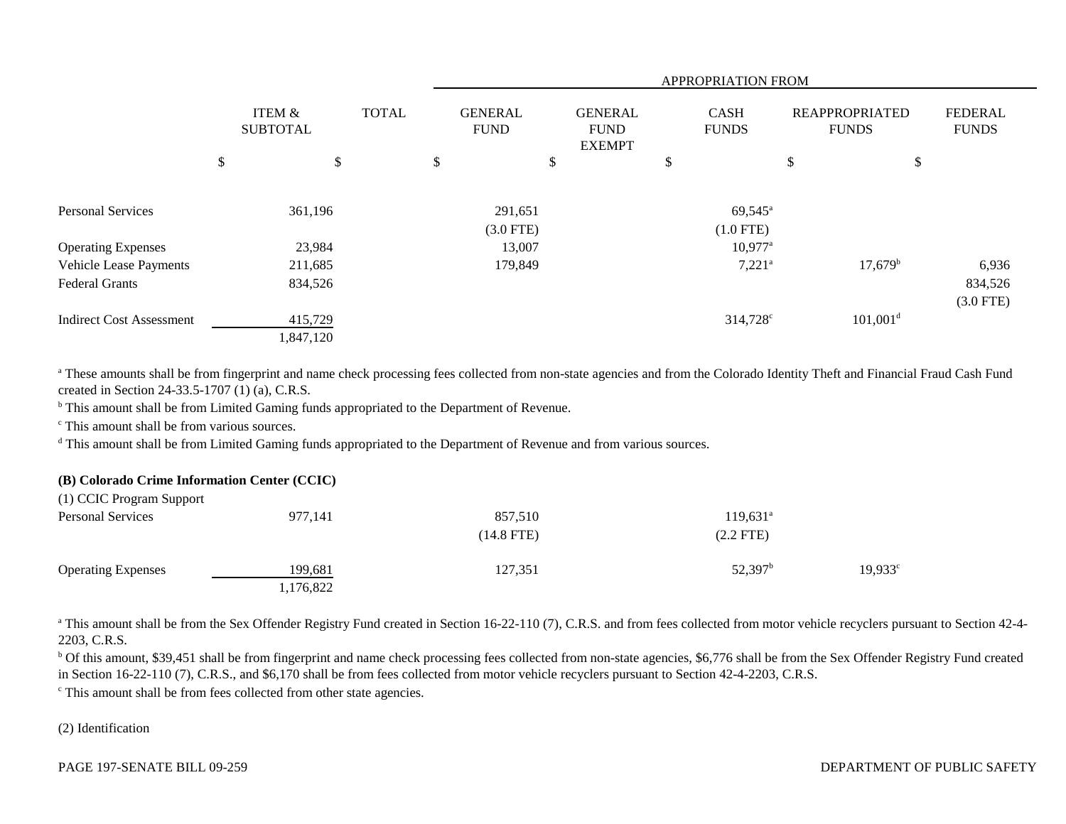| | ITEM & SUBTOTAL | TOTAL | APPROPRIATION FROM GENERAL FUND | GENERAL FUND EXEMPT | CASH FUNDS | REAPPROPRIATED FUNDS | FEDERAL FUNDS |
|---|---|---|---|---|---|---|---|
| | $ | $ | $ | $ | $ | $ | $ |
| Personal Services | 361,196 | | 291,651 (3.0 FTE) | | 69,545[a] (1.0 FTE) | | |
| Operating Expenses | 23,984 | | 13,007 | | 10,977[a] | | |
| Vehicle Lease Payments | 211,685 | | 179,849 | | 7,221[a] | 17,679[b] | 6,936 |
| Federal Grants | 834,526 | | | | | | 834,526 (3.0 FTE) |
| Indirect Cost Assessment | 415,729 | | | | 314,728[c] | 101,001[d] | |
| | 1,847,120 | | | | | | |

[a] These amounts shall be from fingerprint and name check processing fees collected from non-state agencies and from the Colorado Identity Theft and Financial Fraud Cash Fund created in Section 24-33.5-1707 (1) (a), C.R.S.

[b] This amount shall be from Limited Gaming funds appropriated to the Department of Revenue.

[c] This amount shall be from various sources.

[d] This amount shall be from Limited Gaming funds appropriated to the Department of Revenue and from various sources.

**(B) Colorado Crime Information Center (CCIC)**

(1) CCIC Program Support

| | ITEM & SUBTOTAL | TOTAL | GENERAL FUND | GENERAL FUND EXEMPT | CASH FUNDS | REAPPROPRIATED FUNDS | FEDERAL FUNDS |
|---|---|---|---|---|---|---|---|
| Personal Services | 977,141 | | 857,510 (14.8 FTE) | | 119,631[a] (2.2 FTE) | | |
| Operating Expenses | 199,681 | | 127,351 | | 52,397[b] | 19,933[c] | |
| | 1,176,822 | | | | | | |

[a] This amount shall be from the Sex Offender Registry Fund created in Section 16-22-110 (7), C.R.S. and from fees collected from motor vehicle recyclers pursuant to Section 42-4-2203, C.R.S.

[b] Of this amount, $39,451 shall be from fingerprint and name check processing fees collected from non-state agencies, $6,776 shall be from the Sex Offender Registry Fund created in Section 16-22-110 (7), C.R.S., and $6,170 shall be from fees collected from motor vehicle recyclers pursuant to Section 42-4-2203, C.R.S.

[c] This amount shall be from fees collected from other state agencies.

(2) Identification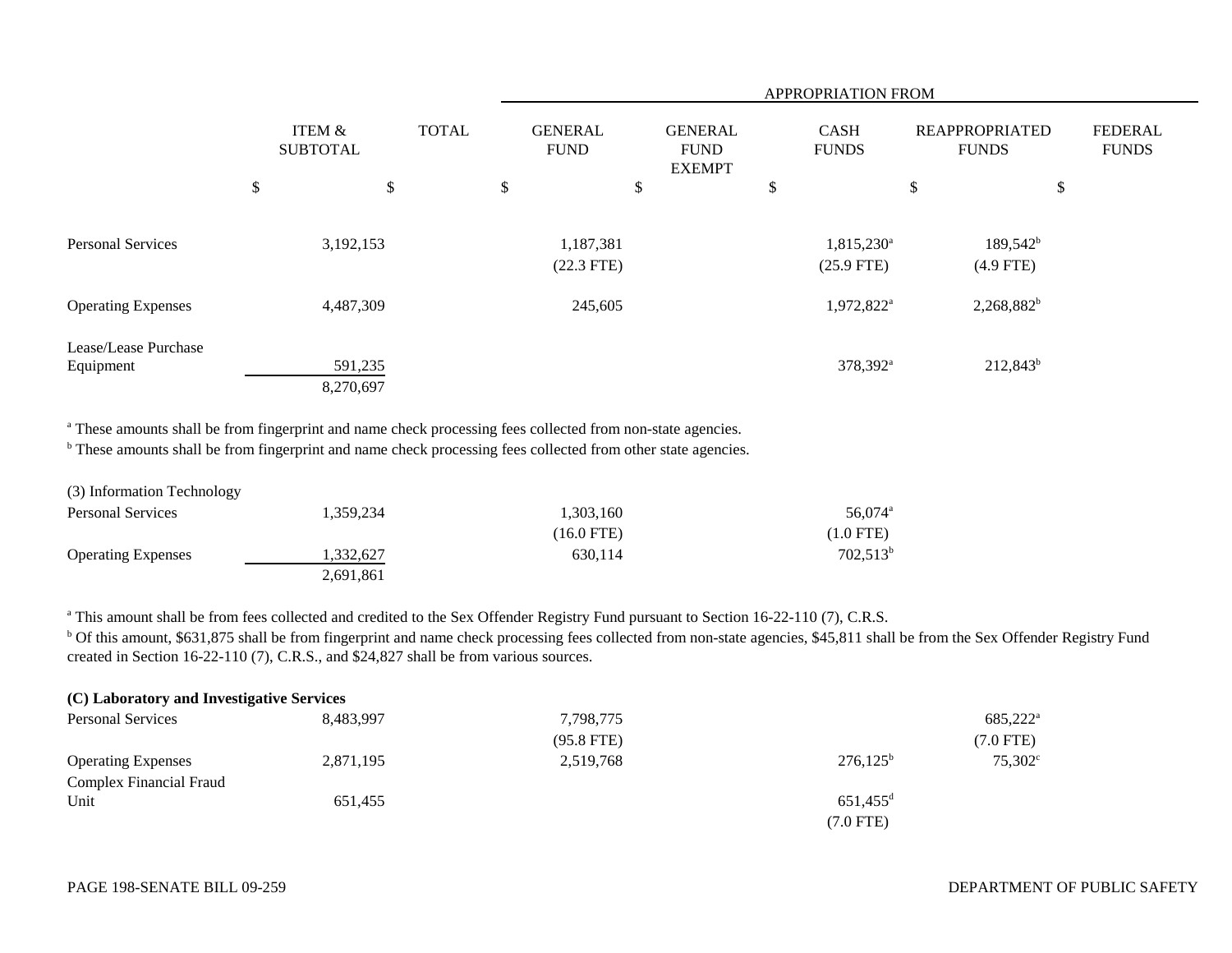| | ITEM & SUBTOTAL | TOTAL | APPROPRIATION FROM GENERAL FUND | GENERAL FUND EXEMPT | CASH FUNDS | REAPPROPRIATED FUNDS | FEDERAL FUNDS |
|---|---|---|---|---|---|---|---|
| | $ | $ | $ | $ | $ | $ | $ |
| Personal Services | 3,192,153 | | 1,187,381 (22.3 FTE) | | 1,815,230[a] (25.9 FTE) | 189,542[b] (4.9 FTE) | |
| Operating Expenses | 4,487,309 | | 245,605 | | 1,972,822[a] | 2,268,882[b] | |
| Lease/Lease Purchase Equipment | 591,235 | | | | 378,392[a] | 212,843[b] | |
| | 8,270,697 | | | | | | |

[a] These amounts shall be from fingerprint and name check processing fees collected from non-state agencies.
[b] These amounts shall be from fingerprint and name check processing fees collected from other state agencies.

| | ITEM & SUBTOTAL | TOTAL | GENERAL FUND | GENERAL FUND EXEMPT | CASH FUNDS | REAPPROPRIATED FUNDS | FEDERAL FUNDS |
|---|---|---|---|---|---|---|---|
| (3) Information Technology | | | | | | | |
| Personal Services | 1,359,234 | | 1,303,160 (16.0 FTE) | | 56,074[a] (1.0 FTE) | | |
| Operating Expenses | 1,332,627 | | 630,114 | | 702,513[b] | | |
| | 2,691,861 | | | | | | |

[a] This amount shall be from fees collected and credited to the Sex Offender Registry Fund pursuant to Section 16-22-110 (7), C.R.S.
[b] Of this amount, $631,875 shall be from fingerprint and name check processing fees collected from non-state agencies, $45,811 shall be from the Sex Offender Registry Fund created in Section 16-22-110 (7), C.R.S., and $24,827 shall be from various sources.

| | ITEM & SUBTOTAL | TOTAL | GENERAL FUND | GENERAL FUND EXEMPT | CASH FUNDS | REAPPROPRIATED FUNDS | FEDERAL FUNDS |
|---|---|---|---|---|---|---|---|
| **(C) Laboratory and Investigative Services** | | | | | | | |
| Personal Services | 8,483,997 | | 7,798,775 (95.8 FTE) | | | 685,222[a] (7.0 FTE) | |
| Operating Expenses | 2,871,195 | | 2,519,768 | | 276,125[b] | 75,302[c] | |
| Complex Financial Fraud Unit | 651,455 | | | | 651,455[d] (7.0 FTE) | | |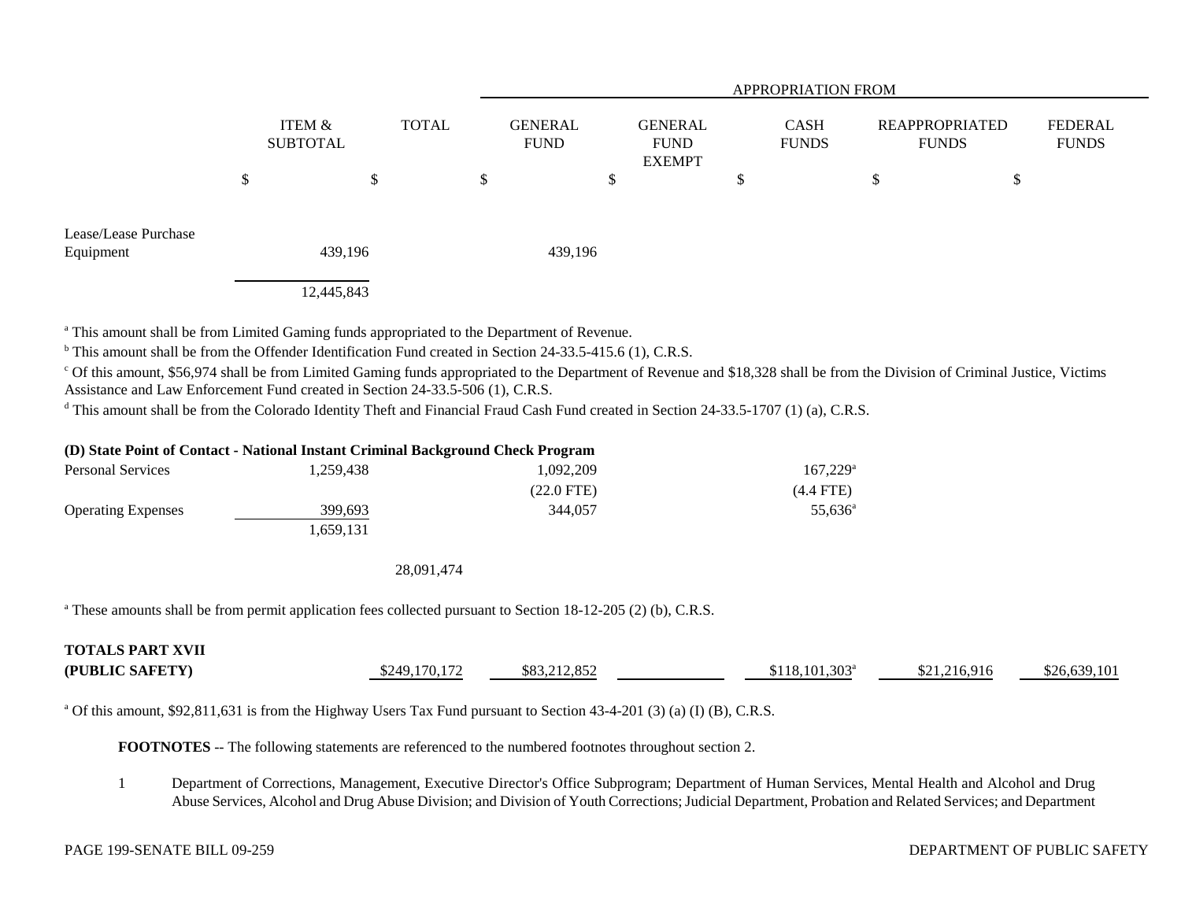| | ITEM & SUBTOTAL | TOTAL | GENERAL FUND | GENERAL FUND EXEMPT | CASH FUNDS | REAPPROPRIATED FUNDS | FEDERAL FUNDS |
|---|---|---|---|---|---|---|---|
| | | | APPROPRIATION FROM | | | | |
| | $ | $ | $ | $ | $ | $ | $ |
| Lease/Lease Purchase Equipment | 439,196 | | 439,196 | | | | |
| | 12,445,843 | | | | | | |

[a] This amount shall be from Limited Gaming funds appropriated to the Department of Revenue.

[b] This amount shall be from the Offender Identification Fund created in Section 24-33.5-415.6 (1), C.R.S.

[c] Of this amount, $56,974 shall be from Limited Gaming funds appropriated to the Department of Revenue and $18,328 shall be from the Division of Criminal Justice, Victims Assistance and Law Enforcement Fund created in Section 24-33.5-506 (1), C.R.S.

[d] This amount shall be from the Colorado Identity Theft and Financial Fraud Cash Fund created in Section 24-33.5-1707 (1) (a), C.R.S.

**(D) State Point of Contact - National Instant Criminal Background Check Program**

| | ITEM & SUBTOTAL | TOTAL | GENERAL FUND | GENERAL FUND EXEMPT | CASH FUNDS | REAPPROPRIATED FUNDS | FEDERAL FUNDS |
|---|---|---|---|---|---|---|---|
| Personal Services | 1,259,438 | | 1,092,209 | | 167,229[a] | | |
| | | | (22.0 FTE) | | (4.4 FTE) | | |
| Operating Expenses | 399,693 | | 344,057 | | 55,636[a] | | |
| | 1,659,131 | | | | | | |
| | | 28,091,474 | | | | | |

[a] These amounts shall be from permit application fees collected pursuant to Section 18-12-205 (2) (b), C.R.S.

| | ITEM & SUBTOTAL | TOTAL | GENERAL FUND | GENERAL FUND EXEMPT | CASH FUNDS | REAPPROPRIATED FUNDS | FEDERAL FUNDS |
|---|---|---|---|---|---|---|---|
| **TOTALS PART XVII (PUBLIC SAFETY)** | | $249,170,172 | $83,212,852 | | $118,101,303[a] | $21,216,916 | $26,639,101 |

[a] Of this amount, $92,811,631 is from the Highway Users Tax Fund pursuant to Section 43-4-201 (3) (a) (I) (B), C.R.S.

**FOOTNOTES** -- The following statements are referenced to the numbered footnotes throughout section 2.

1 Department of Corrections, Management, Executive Director's Office Subprogram; Department of Human Services, Mental Health and Alcohol and Drug Abuse Services, Alcohol and Drug Abuse Division; and Division of Youth Corrections; Judicial Department, Probation and Related Services; and Department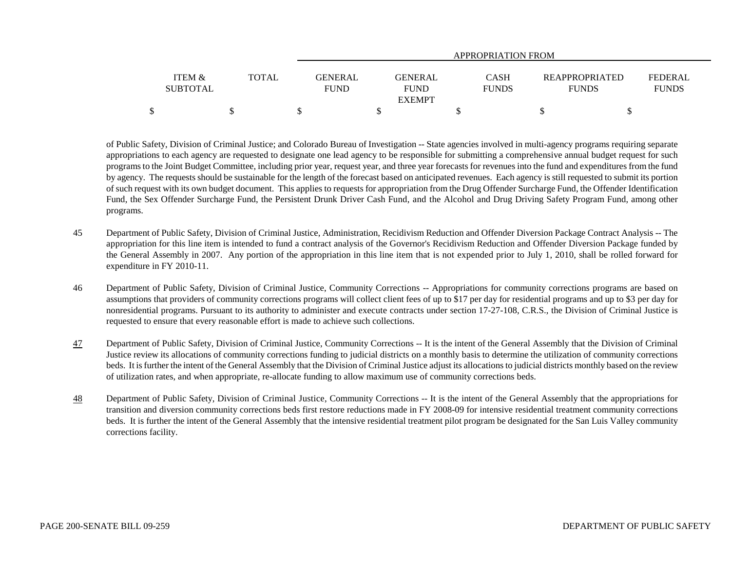| ITEM & SUBTOTAL | TOTAL | APPROPRIATION FROM GENERAL FUND | GENERAL FUND EXEMPT | CASH FUNDS | REAPPROPRIATED FUNDS | FEDERAL FUNDS |
|---|---|---|---|---|---|---|
| $ | $ | $ | $ | $ | $ | $ |

of Public Safety, Division of Criminal Justice; and Colorado Bureau of Investigation -- State agencies involved in multi-agency programs requiring separate appropriations to each agency are requested to designate one lead agency to be responsible for submitting a comprehensive annual budget request for such programs to the Joint Budget Committee, including prior year, request year, and three year forecasts for revenues into the fund and expenditures from the fund by agency. The requests should be sustainable for the length of the forecast based on anticipated revenues. Each agency is still requested to submit its portion of such request with its own budget document. This applies to requests for appropriation from the Drug Offender Surcharge Fund, the Offender Identification Fund, the Sex Offender Surcharge Fund, the Persistent Drunk Driver Cash Fund, and the Alcohol and Drug Driving Safety Program Fund, among other programs.

45 Department of Public Safety, Division of Criminal Justice, Administration, Recidivism Reduction and Offender Diversion Package Contract Analysis -- The appropriation for this line item is intended to fund a contract analysis of the Governor's Recidivism Reduction and Offender Diversion Package funded by the General Assembly in 2007. Any portion of the appropriation in this line item that is not expended prior to July 1, 2010, shall be rolled forward for expenditure in FY 2010-11.

46 Department of Public Safety, Division of Criminal Justice, Community Corrections -- Appropriations for community corrections programs are based on assumptions that providers of community corrections programs will collect client fees of up to $17 per day for residential programs and up to $3 per day for nonresidential programs. Pursuant to its authority to administer and execute contracts under section 17-27-108, C.R.S., the Division of Criminal Justice is requested to ensure that every reasonable effort is made to achieve such collections.

47 Department of Public Safety, Division of Criminal Justice, Community Corrections -- It is the intent of the General Assembly that the Division of Criminal Justice review its allocations of community corrections funding to judicial districts on a monthly basis to determine the utilization of community corrections beds. It is further the intent of the General Assembly that the Division of Criminal Justice adjust its allocations to judicial districts monthly based on the review of utilization rates, and when appropriate, re-allocate funding to allow maximum use of community corrections beds.

48 Department of Public Safety, Division of Criminal Justice, Community Corrections -- It is the intent of the General Assembly that the appropriations for transition and diversion community corrections beds first restore reductions made in FY 2008-09 for intensive residential treatment community corrections beds. It is further the intent of the General Assembly that the intensive residential treatment pilot program be designated for the San Luis Valley community corrections facility.